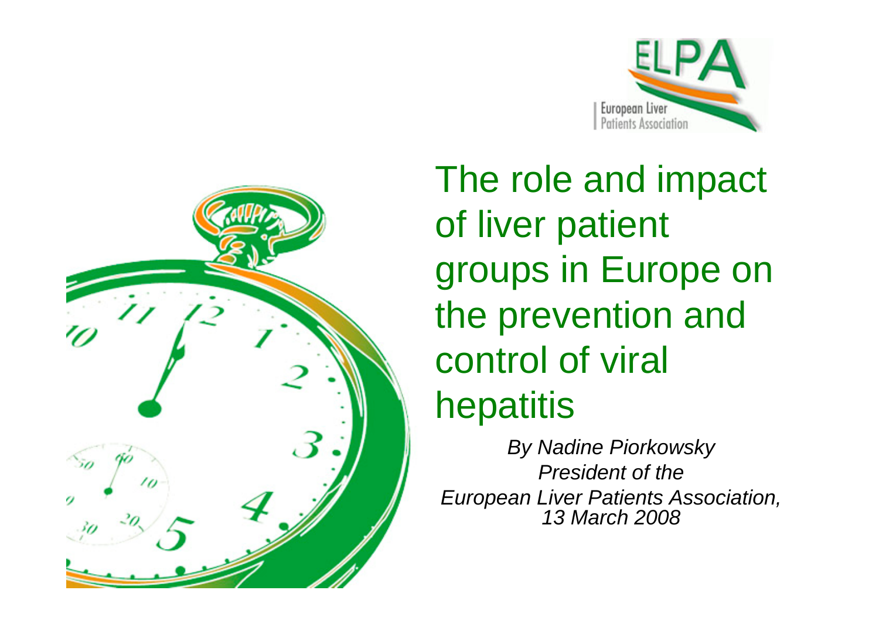# The role and impact of liver patient groups in Europe on the prevention and control of viral hepatitis

*By Nadine Piorkowsky*
*President of the*
*European Liver Patients Association,*
*13 March 2008*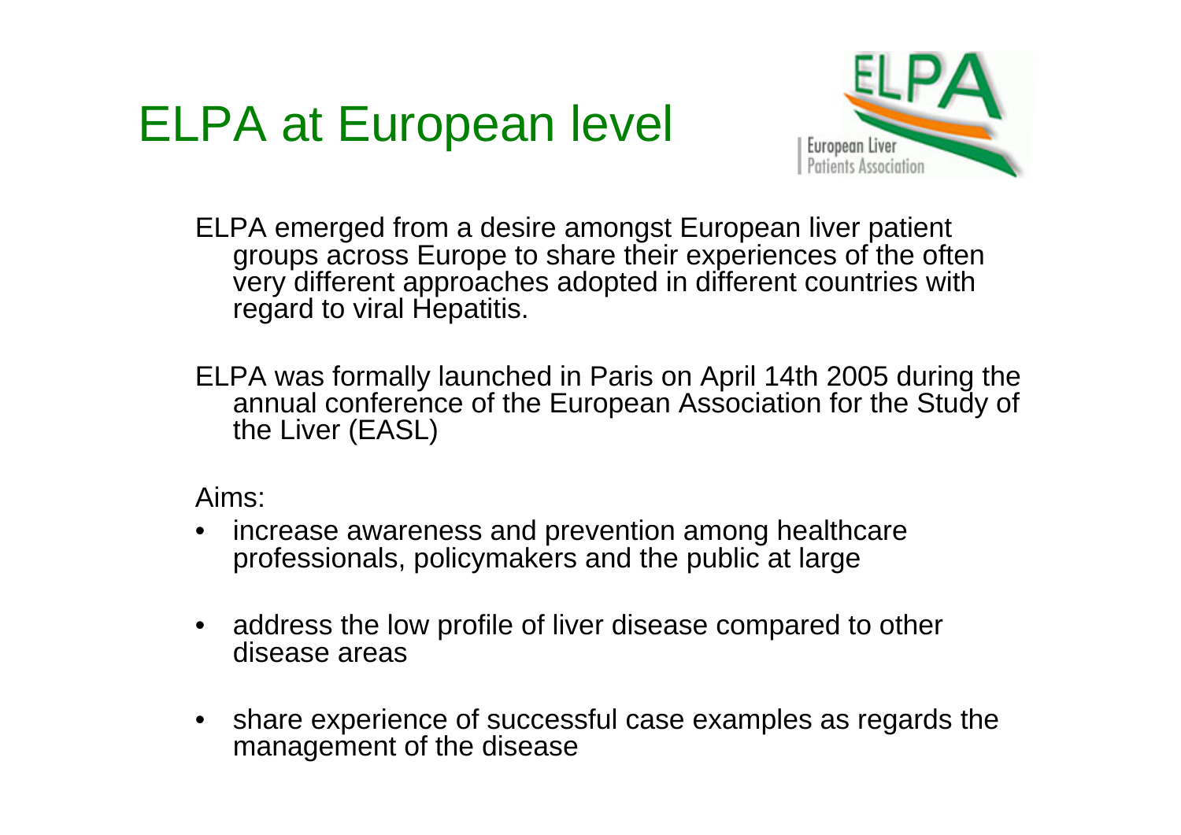# ELPA at European level

ELPA emerged from a desire amongst European liver patient groups across Europe to share their experiences of the often very different approaches adopted in different countries with regard to viral Hepatitis.

ELPA was formally launched in Paris on April 14th 2005 during the annual conference of the European Association for the Study of the Liver (EASL)

Aims:

- increase awareness and prevention among healthcare professionals, policymakers and the public at large
- address the low profile of liver disease compared to other disease areas
- share experience of successful case examples as regards the management of the disease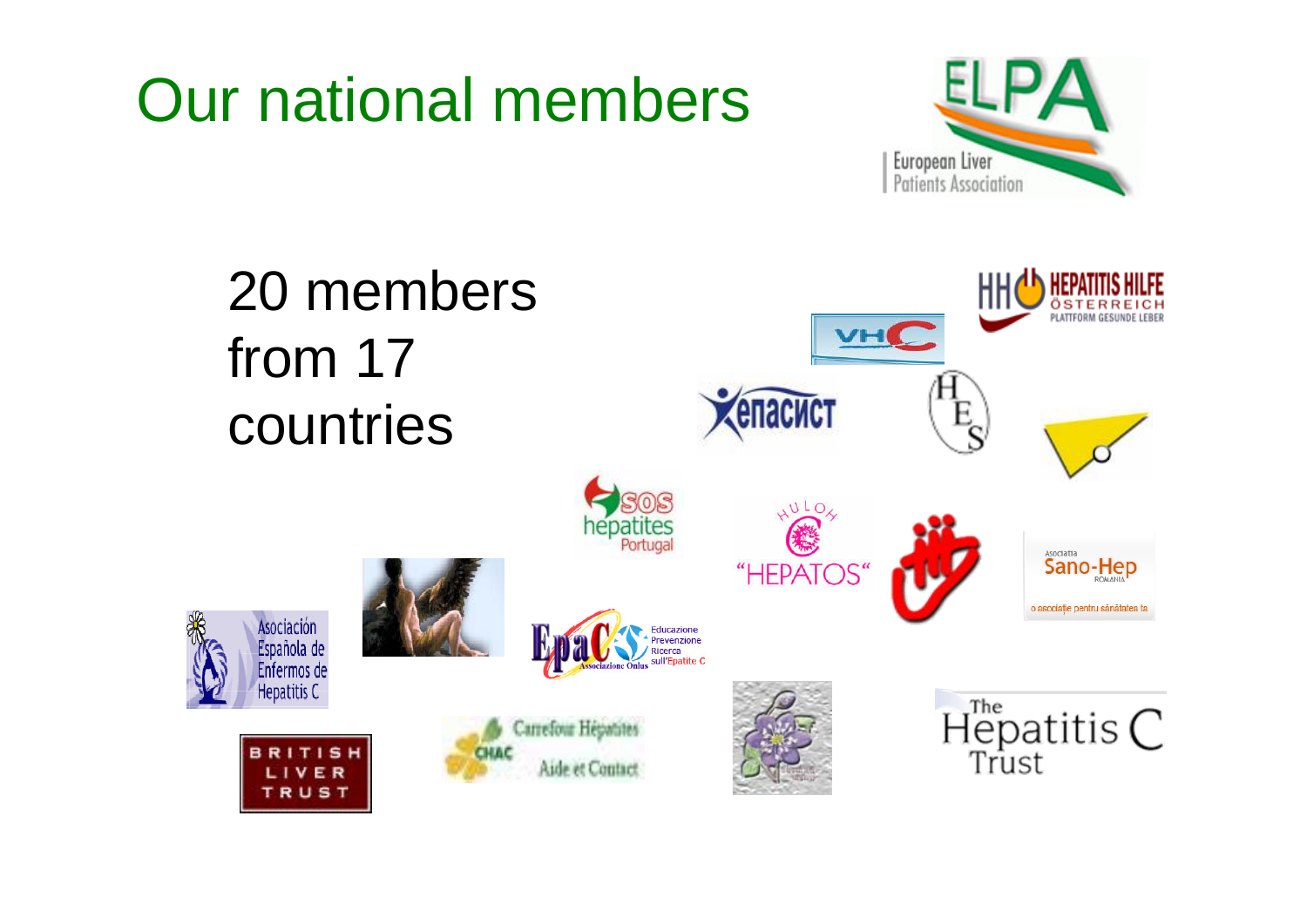# Our national members

20 members from 17 countries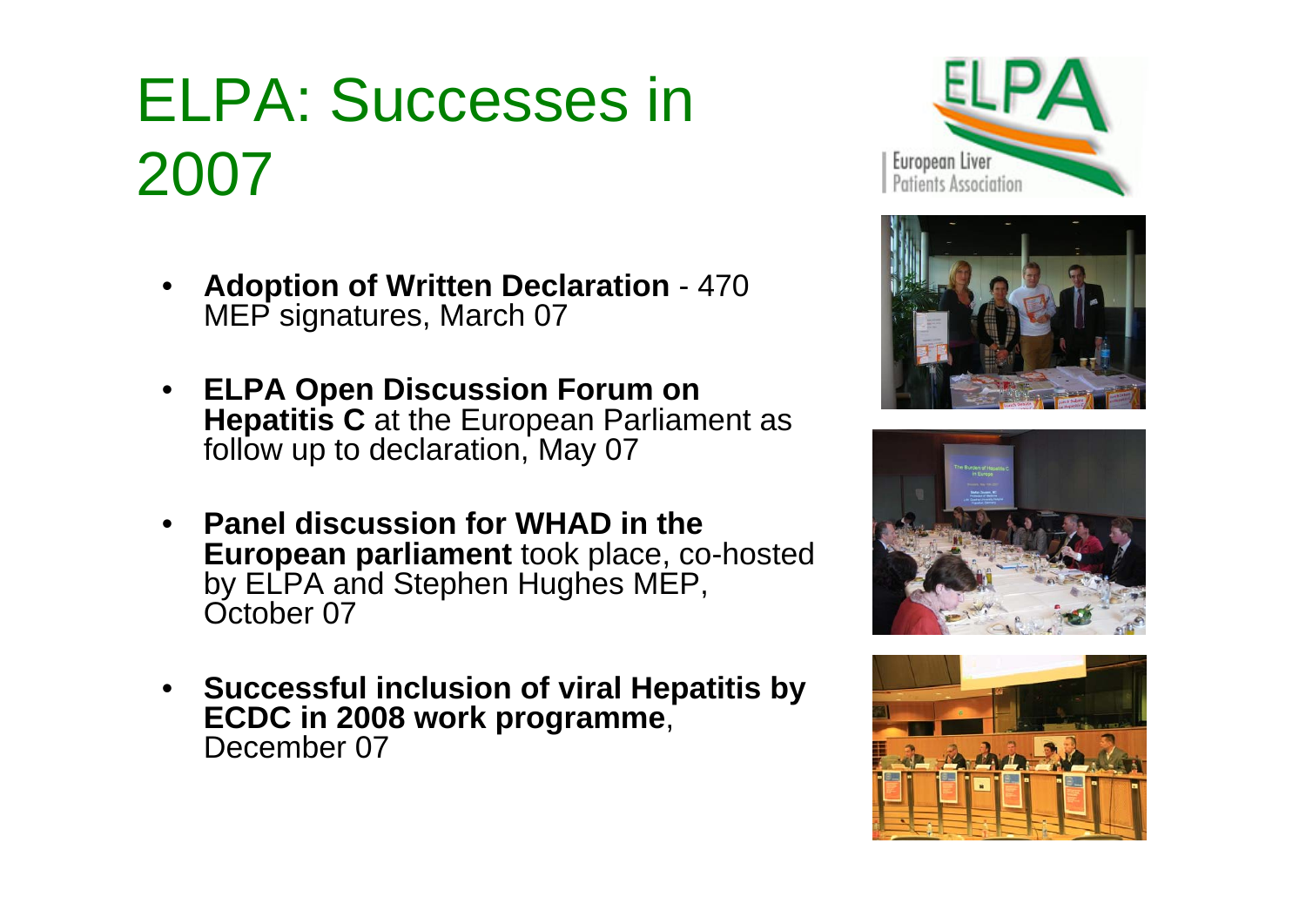# ELPA: Successes in 2007

- **Adoption of Written Declaration** - 470 MEP signatures, March 07
- **ELPA Open Discussion Forum on Hepatitis C** at the European Parliament as follow up to declaration, May 07
- **Panel discussion for WHAD in the European parliament** took place, co-hosted by ELPA and Stephen Hughes MEP, October 07
- **Successful inclusion of viral Hepatitis by ECDC in 2008 work programme**, December 07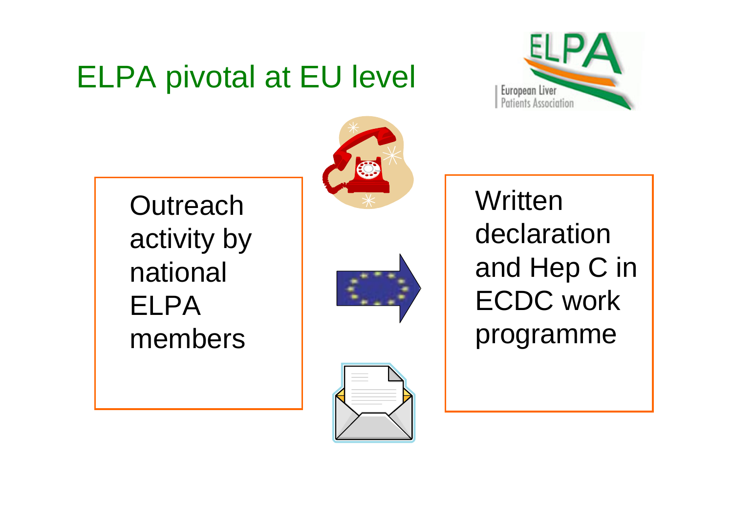# ELPA pivotal at EU level

European Liver Patients Association

Outreach activity by national ELPA members

Written declaration and Hep C in ECDC work programme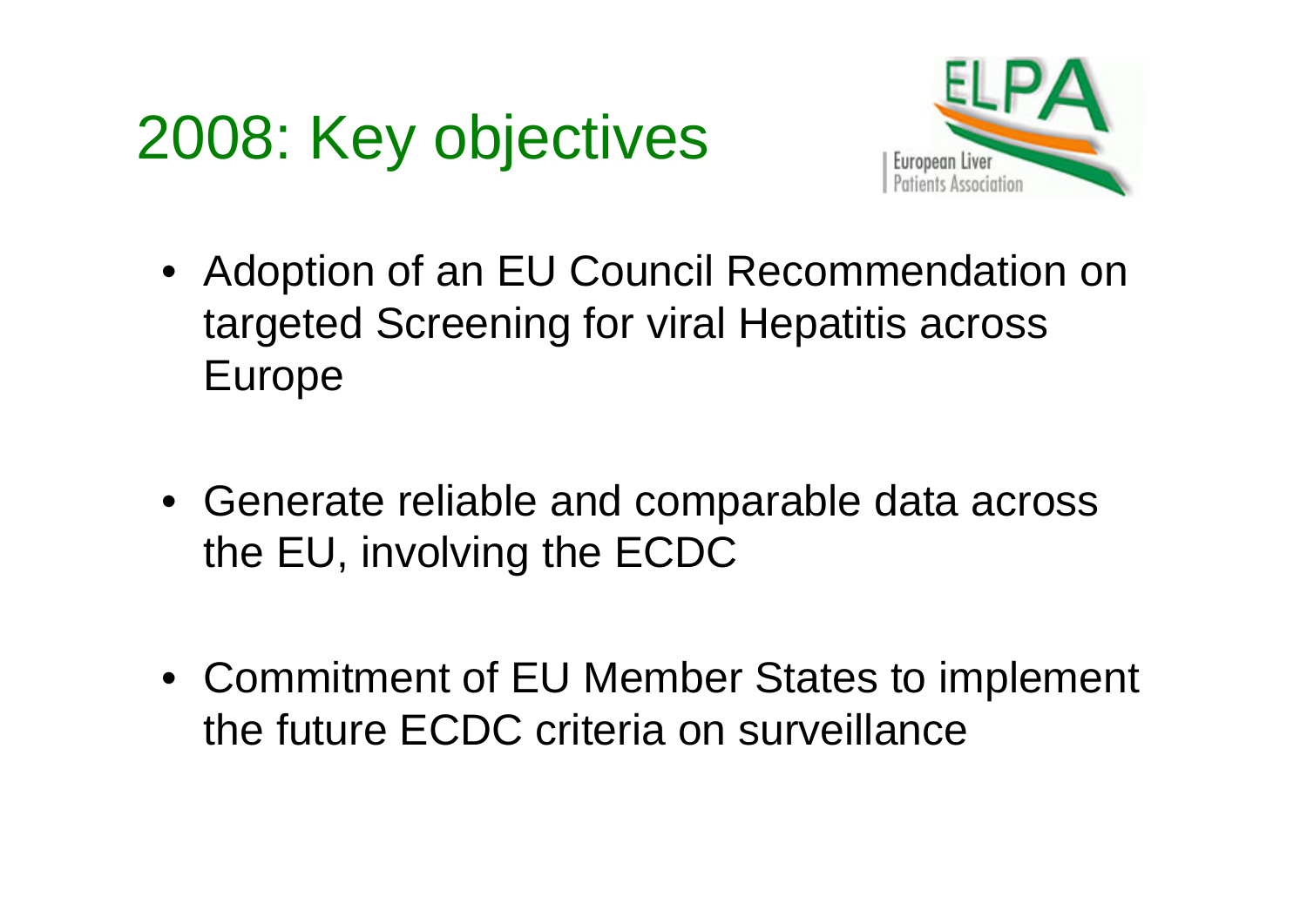# 2008: Key objectives

- Adoption of an EU Council Recommendation on targeted Screening for viral Hepatitis across Europe
- Generate reliable and comparable data across the EU, involving the ECDC
- Commitment of EU Member States to implement the future ECDC criteria on surveillance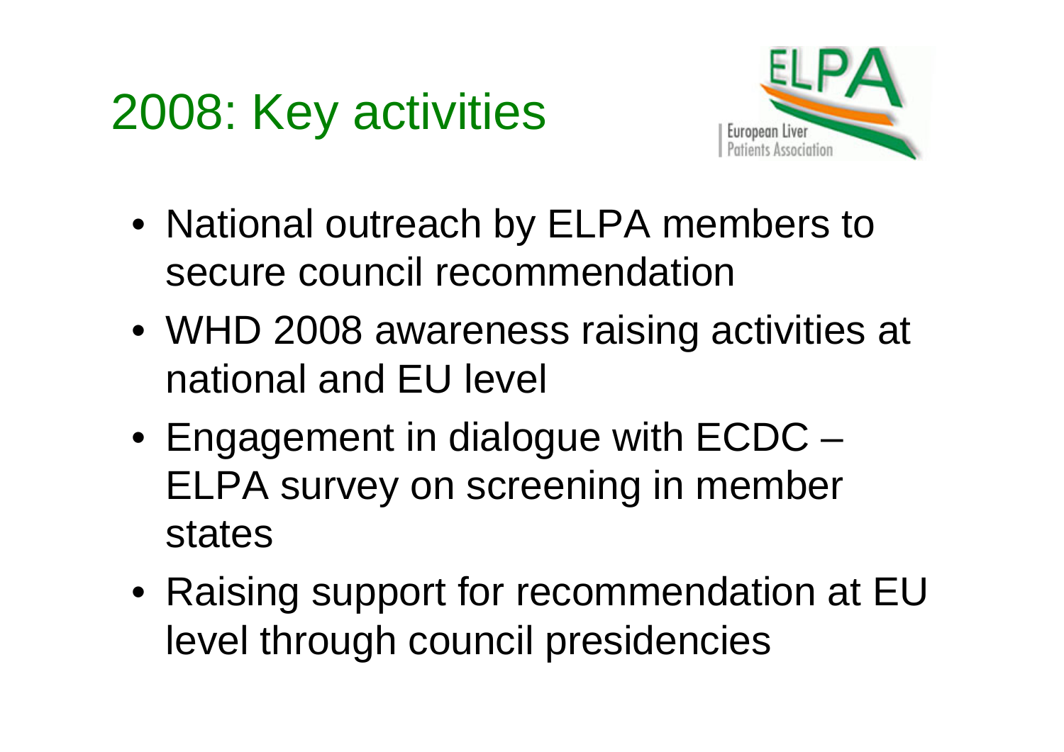# 2008: Key activities

- National outreach by ELPA members to secure council recommendation
- WHD 2008 awareness raising activities at national and EU level
- Engagement in dialogue with ECDC – ELPA survey on screening in member states
- Raising support for recommendation at EU level through council presidencies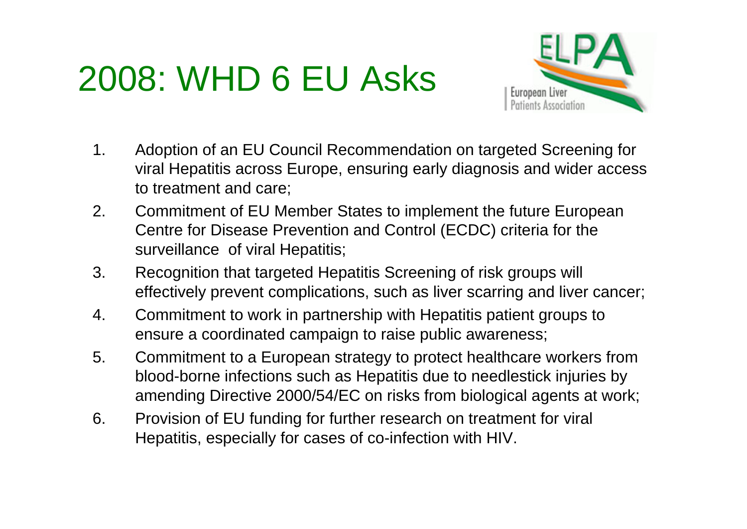# 2008: WHD 6 EU Asks

European Liver Patients Association

1. Adoption of an EU Council Recommendation on targeted Screening for viral Hepatitis across Europe, ensuring early diagnosis and wider access to treatment and care;
2. Commitment of EU Member States to implement the future European Centre for Disease Prevention and Control (ECDC) criteria for the surveillance of viral Hepatitis;
3. Recognition that targeted Hepatitis Screening of risk groups will effectively prevent complications, such as liver scarring and liver cancer;
4. Commitment to work in partnership with Hepatitis patient groups to ensure a coordinated campaign to raise public awareness;
5. Commitment to a European strategy to protect healthcare workers from blood-borne infections such as Hepatitis due to needlestick injuries by amending Directive 2000/54/EC on risks from biological agents at work;
6. Provision of EU funding for further research on treatment for viral Hepatitis, especially for cases of co-infection with HIV.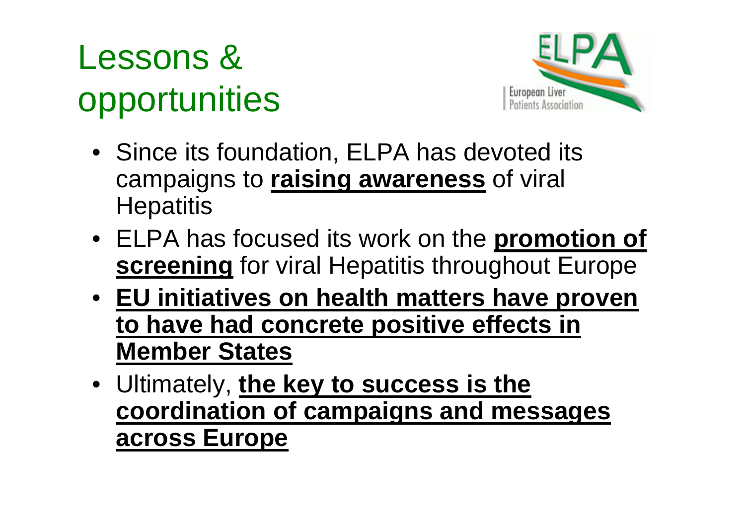# Lessons & opportunities

- Since its foundation, ELPA has devoted its campaigns to **raising awareness** of viral Hepatitis
- ELPA has focused its work on the **promotion of screening** for viral Hepatitis throughout Europe
- **EU initiatives on health matters have proven to have had concrete positive effects in Member States**
- Ultimately, **the key to success is the coordination of campaigns and messages across Europe**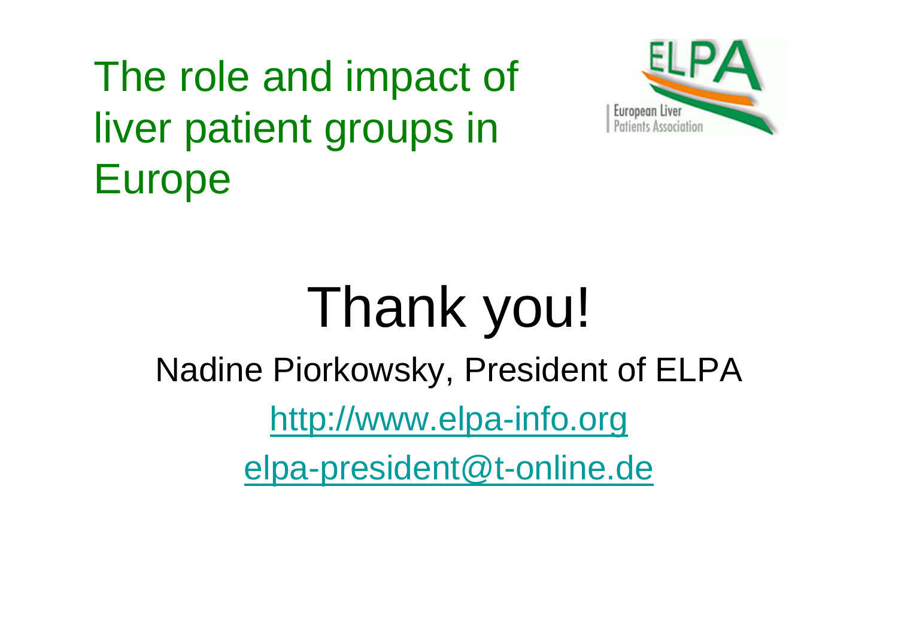# The role and impact of liver patient groups in Europe

ELPA
European Liver Patients Association

## Thank you!

Nadine Piorkowsky, President of ELPA

http://www.elpa-info.org

elpa-president@t-online.de